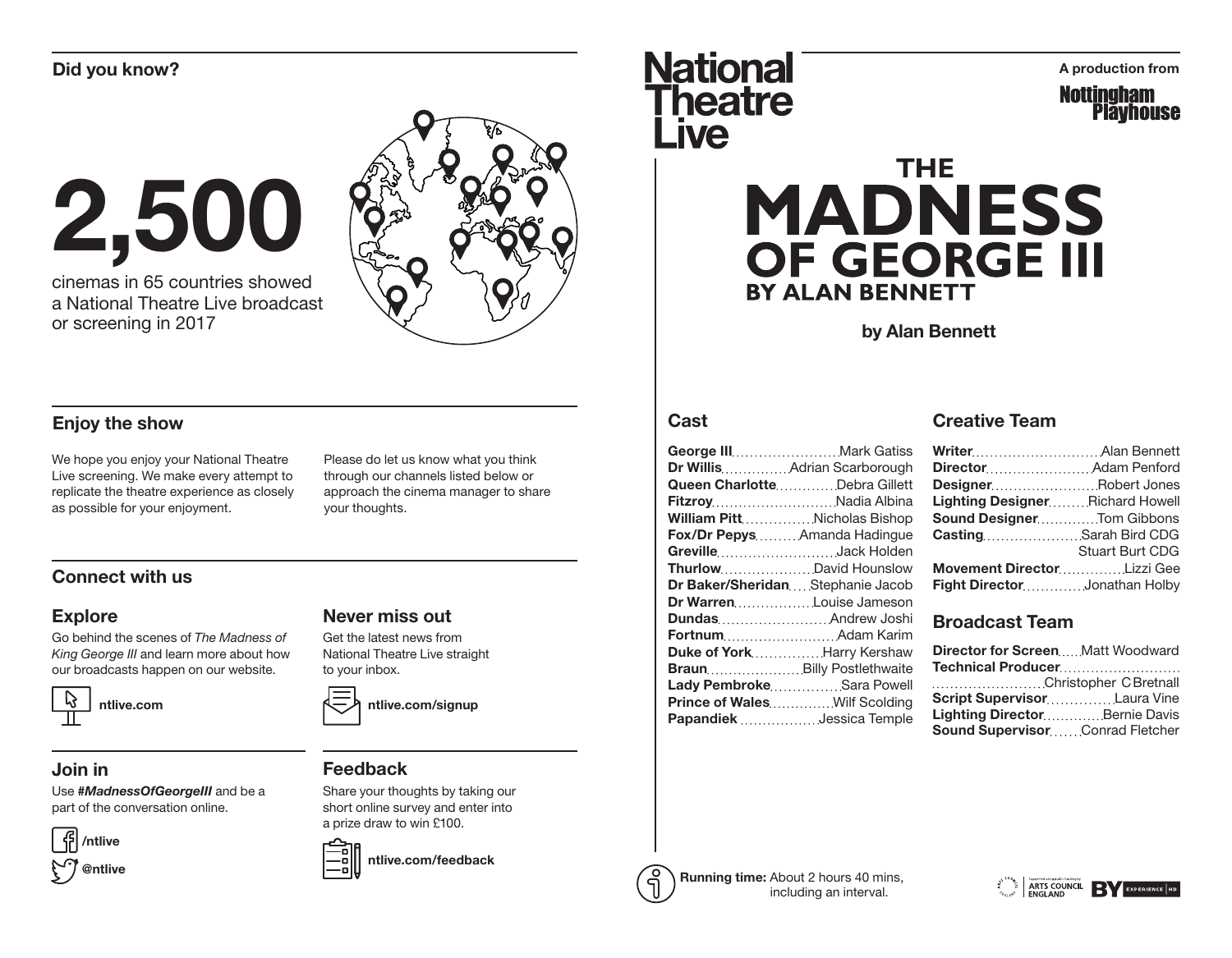## Did you know?

# 2,500

cinemas in 65 countries showed a National Theatre Live broadcast or screening in 2017

## Enjoy the show

We hope you enjoy your National Theatre Live screening. We make every attempt to replicate the theatre experience as closely as possible for your enjoyment.

Please do let us know what you think through our channels listed below or approach the cinema manager to share your thoughts.

## Connect with us

### Explore

Go behind the scenes of *The Madness of King George III* and learn more about how our broadcasts happen on our website.

**ntlive.com**

### Never miss out

Get the latest news from National Theatre Live straight to your inbox.

**ntlive.com/signup**

### Join in

Use ***#MadnessOfGeorgeIII*** and be a part of the conversation online.

**/ntlive**

**@ntlive**

### Feedback

Share your thoughts by taking our short online survey and enter into a prize draw to win £100.

**ntlive.com/feedback**

National Theatre Live

A production from

Nottingham Playhouse

# THE MADNESS OF GEORGE III BY ALAN BENNETT

**by Alan Bennett**

## Cast

| Role | Actor |
|---|---|
| **George III** | Mark Gatiss |
| **Dr Willis** | Adrian Scarborough |
| **Queen Charlotte** | Debra Gillett |
| **Fitzroy** | Nadia Albina |
| **William Pitt** | Nicholas Bishop |
| **Fox/Dr Pepys** | Amanda Hadingue |
| **Greville** | Jack Holden |
| **Thurlow** | David Hounslow |
| **Dr Baker/Sheridan** | Stephanie Jacob |
| **Dr Warren** | Louise Jameson |
| **Dundas** | Andrew Joshi |
| **Fortnum** | Adam Karim |
| **Duke of York** | Harry Kershaw |
| **Braun** | Billy Postlethwaite |
| **Lady Pembroke** | Sara Powell |
| **Prince of Wales** | Wilf Scolding |
| **Papandiek** | Jessica Temple |

## Creative Team

| Role | Name |
|---|---|
| **Writer** | Alan Bennett |
| **Director** | Adam Penford |
| **Designer** | Robert Jones |
| **Lighting Designer** | Richard Howell |
| **Sound Designer** | Tom Gibbons |
| **Casting** | Sarah Bird CDG<br>Stuart Burt CDG |
| **Movement Director** | Lizzi Gee |
| **Fight Director** | Jonathan Holby |

## Broadcast Team

| Role | Name |
|---|---|
| **Director for Screen** | Matt Woodward |
| **Technical Producer** | Christopher C Bretnall |
| **Script Supervisor** | Laura Vine |
| **Lighting Director** | Bernie Davis |
| **Sound Supervisor** | Conrad Fletcher |

**Running time:** About 2 hours 40 mins, including an interval.

Supported using public funding by ARTS COUNCIL ENGLAND

BY EXPERIENCE HD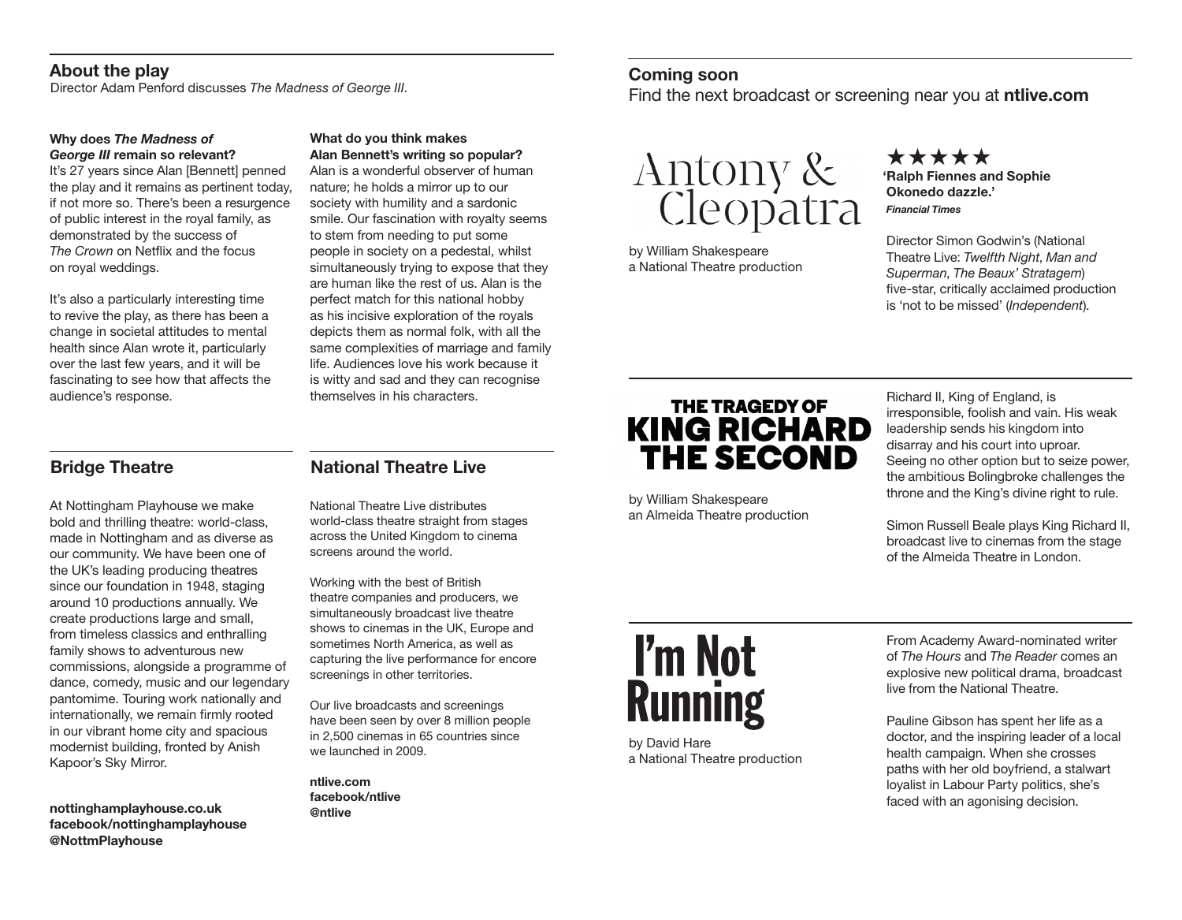## About the play

Director Adam Penford discusses *The Madness of George III*.

**Why does *The Madness of George III* remain so relevant?**
It's 27 years since Alan [Bennett] penned the play and it remains as pertinent today, if not more so. There's been a resurgence of public interest in the royal family, as demonstrated by the success of *The Crown* on Netflix and the focus on royal weddings.

It's also a particularly interesting time to revive the play, as there has been a change in societal attitudes to mental health since Alan wrote it, particularly over the last few years, and it will be fascinating to see how that affects the audience's response.

**What do you think makes Alan Bennett's writing so popular?**
Alan is a wonderful observer of human nature; he holds a mirror up to our society with humility and a sardonic smile. Our fascination with royalty seems to stem from needing to put some people in society on a pedestal, whilst simultaneously trying to expose that they are human like the rest of us. Alan is the perfect match for this national hobby as his incisive exploration of the royals depicts them as normal folk, with all the same complexities of marriage and family life. Audiences love his work because it is witty and sad and they can recognise themselves in his characters.

## Bridge Theatre

At Nottingham Playhouse we make bold and thrilling theatre: world-class, made in Nottingham and as diverse as our community. We have been one of the UK's leading producing theatres since our foundation in 1948, staging around 10 productions annually. We create productions large and small, from timeless classics and enthralling family shows to adventurous new commissions, alongside a programme of dance, comedy, music and our legendary pantomime. Touring work nationally and internationally, we remain firmly rooted in our vibrant home city and spacious modernist building, fronted by Anish Kapoor's Sky Mirror.

**nottinghamplayhouse.co.uk**
**facebook/nottinghamplayhouse**
**@NottmPlayhouse**

## National Theatre Live

National Theatre Live distributes world-class theatre straight from stages across the United Kingdom to cinema screens around the world.

Working with the best of British theatre companies and producers, we simultaneously broadcast live theatre shows to cinemas in the UK, Europe and sometimes North America, as well as capturing the live performance for encore screenings in other territories.

Our live broadcasts and screenings have been seen by over 8 million people in 2,500 cinemas in 65 countries since we launched in 2009.

**ntlive.com**
**facebook/ntlive**
**@ntlive**

## Coming soon

Find the next broadcast or screening near you at **ntlive.com**

### Antony & Cleopatra

by William Shakespeare
a National Theatre production

★★★★★
**'Ralph Fiennes and Sophie Okonedo dazzle.'**
***Financial Times***

Director Simon Godwin's (National Theatre Live: *Twelfth Night*, *Man and Superman*, *The Beaux' Stratagem*) five-star, critically acclaimed production is 'not to be missed' (*Independent*).

### The Tragedy of King Richard the Second

by William Shakespeare
an Almeida Theatre production

Richard II, King of England, is irresponsible, foolish and vain. His weak leadership sends his kingdom into disarray and his court into uproar. Seeing no other option but to seize power, the ambitious Bolingbroke challenges the throne and the King's divine right to rule.

Simon Russell Beale plays King Richard II, broadcast live to cinemas from the stage of the Almeida Theatre in London.

### I'm Not Running

by David Hare
a National Theatre production

From Academy Award-nominated writer of *The Hours* and *The Reader* comes an explosive new political drama, broadcast live from the National Theatre.

Pauline Gibson has spent her life as a doctor, and the inspiring leader of a local health campaign. When she crosses paths with her old boyfriend, a stalwart loyalist in Labour Party politics, she's faced with an agonising decision.